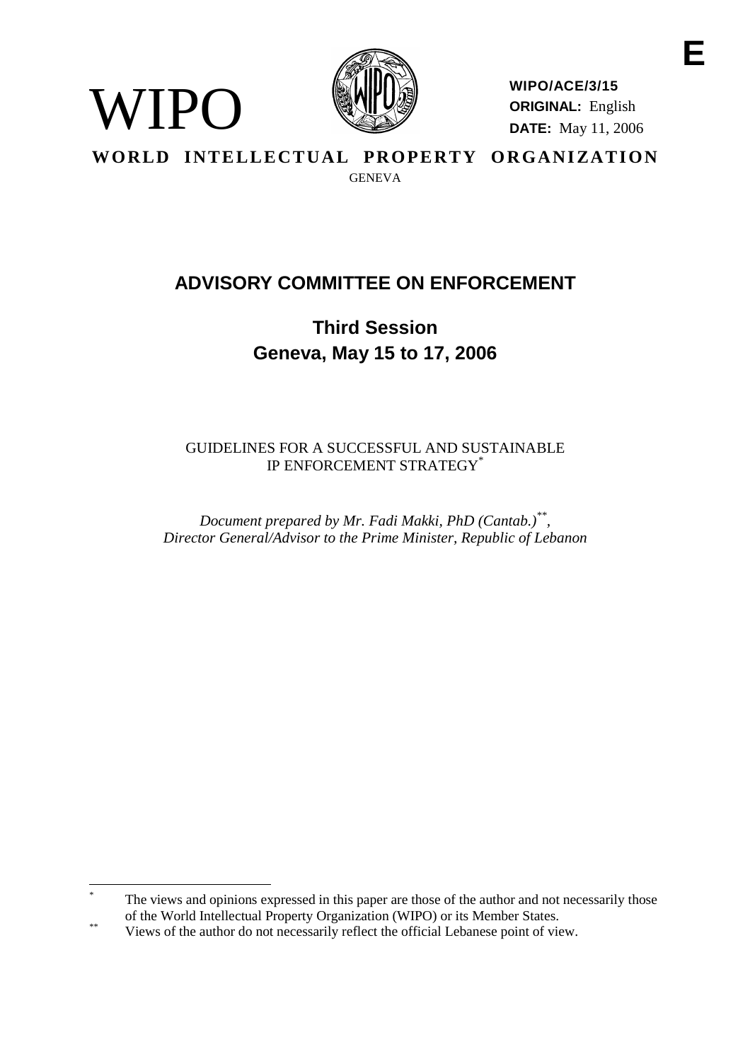E

WIPO

**WIPO/ACE/3/15**
**ORIGINAL:** English
**DATE:** May 11, 2006

**WORLD INTELLECTUAL PROPERTY ORGANIZATION**
GENEVA

# ADVISORY COMMITTEE ON ENFORCEMENT

## Third Session
## Geneva, May 15 to 17, 2006

GUIDELINES FOR A SUCCESSFUL AND SUSTAINABLE IP ENFORCEMENT STRATEGY[*]

*Document prepared by Mr. Fadi Makki, PhD (Cantab.)[**], Director General/Advisor to the Prime Minister, Republic of Lebanon*

---

[*] The views and opinions expressed in this paper are those of the author and not necessarily those of the World Intellectual Property Organization (WIPO) or its Member States.

[**] Views of the author do not necessarily reflect the official Lebanese point of view.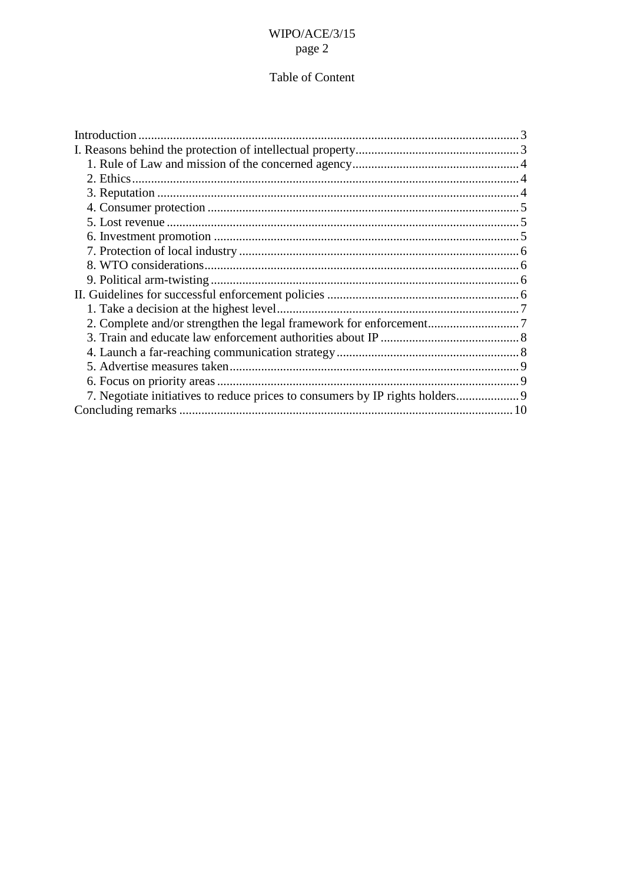Table of Content

Introduction ........ 3
I. Reasons behind the protection of intellectual property ........ 3
   1. Rule of Law and mission of the concerned agency ........ 4
   2. Ethics ........ 4
   3. Reputation ........ 4
   4. Consumer protection ........ 5
   5. Lost revenue ........ 5
   6. Investment promotion ........ 5
   7. Protection of local industry ........ 6
   8. WTO considerations ........ 6
   9. Political arm-twisting ........ 6
II. Guidelines for successful enforcement policies ........ 6
   1. Take a decision at the highest level ........ 7
   2. Complete and/or strengthen the legal framework for enforcement ........ 7
   3. Train and educate law enforcement authorities about IP ........ 8
   4. Launch a far-reaching communication strategy ........ 8
   5. Advertise measures taken ........ 9
   6. Focus on priority areas ........ 9
   7. Negotiate initiatives to reduce prices to consumers by IP rights holders ........ 9
Concluding remarks ........ 10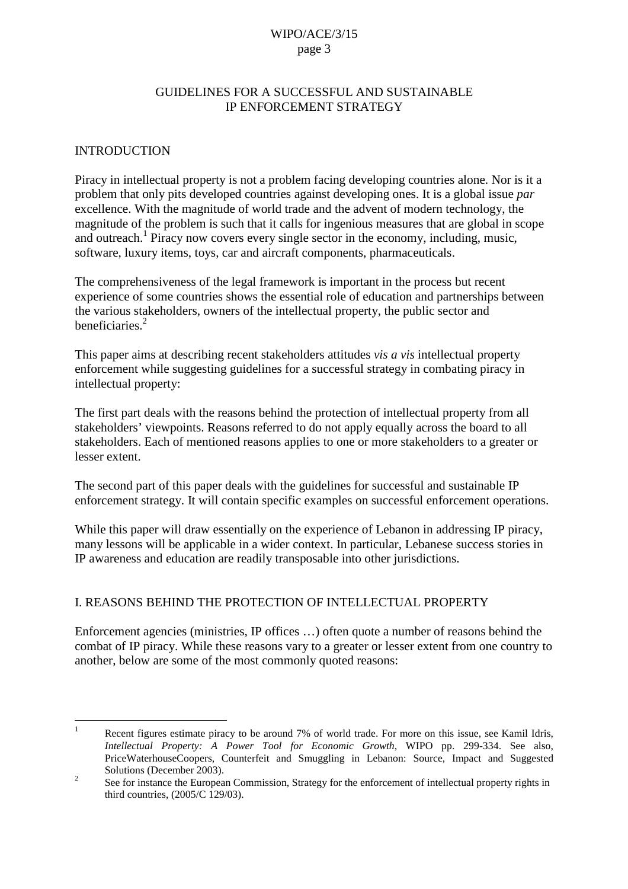## GUIDELINES FOR A SUCCESSFUL AND SUSTAINABLE IP ENFORCEMENT STRATEGY

### INTRODUCTION

Piracy in intellectual property is not a problem facing developing countries alone. Nor is it a problem that only pits developed countries against developing ones. It is a global issue *par* excellence. With the magnitude of world trade and the advent of modern technology, the magnitude of the problem is such that it calls for ingenious measures that are global in scope and outreach.[1] Piracy now covers every single sector in the economy, including, music, software, luxury items, toys, car and aircraft components, pharmaceuticals.

The comprehensiveness of the legal framework is important in the process but recent experience of some countries shows the essential role of education and partnerships between the various stakeholders, owners of the intellectual property, the public sector and beneficiaries.[2]

This paper aims at describing recent stakeholders attitudes *vis a vis* intellectual property enforcement while suggesting guidelines for a successful strategy in combating piracy in intellectual property:

The first part deals with the reasons behind the protection of intellectual property from all stakeholders' viewpoints. Reasons referred to do not apply equally across the board to all stakeholders. Each of mentioned reasons applies to one or more stakeholders to a greater or lesser extent.

The second part of this paper deals with the guidelines for successful and sustainable IP enforcement strategy. It will contain specific examples on successful enforcement operations.

While this paper will draw essentially on the experience of Lebanon in addressing IP piracy, many lessons will be applicable in a wider context. In particular, Lebanese success stories in IP awareness and education are readily transposable into other jurisdictions.

### I. REASONS BEHIND THE PROTECTION OF INTELLECTUAL PROPERTY

Enforcement agencies (ministries, IP offices …) often quote a number of reasons behind the combat of IP piracy. While these reasons vary to a greater or lesser extent from one country to another, below are some of the most commonly quoted reasons:

---

[1] Recent figures estimate piracy to be around 7% of world trade. For more on this issue, see Kamil Idris, *Intellectual Property: A Power Tool for Economic Growth*, WIPO pp. 299-334. See also, PriceWaterhouseCoopers, Counterfeit and Smuggling in Lebanon: Source, Impact and Suggested Solutions (December 2003).

[2] See for instance the European Commission, Strategy for the enforcement of intellectual property rights in third countries, (2005/C 129/03).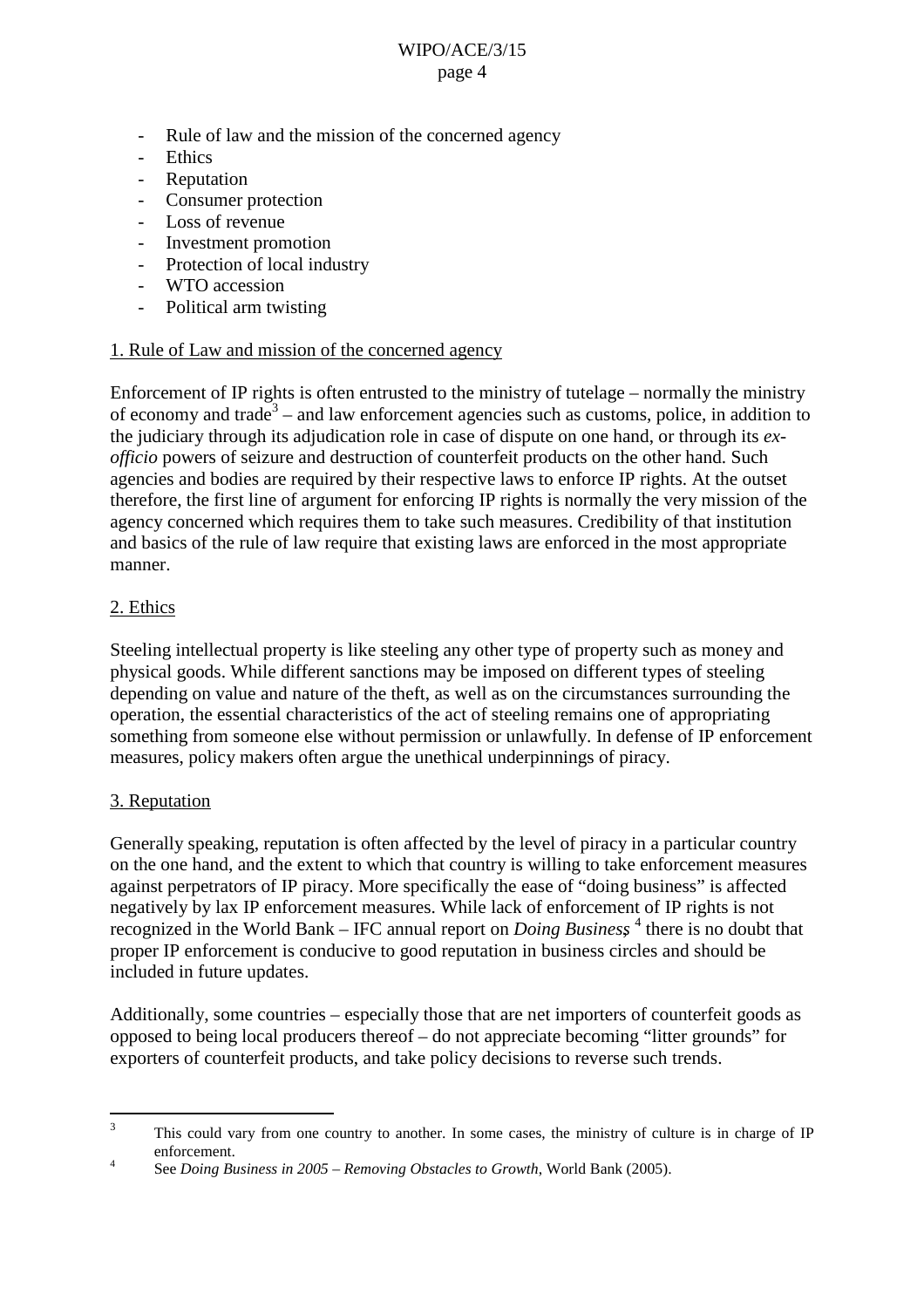- Rule of law and the mission of the concerned agency
- Ethics
- Reputation
- Consumer protection
- Loss of revenue
- Investment promotion
- Protection of local industry
- WTO accession
- Political arm twisting

1. Rule of Law and mission of the concerned agency

Enforcement of IP rights is often entrusted to the ministry of tutelage – normally the ministry of economy and trade[3] – and law enforcement agencies such as customs, police, in addition to the judiciary through its adjudication role in case of dispute on one hand, or through its *ex-officio* powers of seizure and destruction of counterfeit products on the other hand. Such agencies and bodies are required by their respective laws to enforce IP rights. At the outset therefore, the first line of argument for enforcing IP rights is normally the very mission of the agency concerned which requires them to take such measures. Credibility of that institution and basics of the rule of law require that existing laws are enforced in the most appropriate manner.

2. Ethics

Steeling intellectual property is like steeling any other type of property such as money and physical goods. While different sanctions may be imposed on different types of steeling depending on value and nature of the theft, as well as on the circumstances surrounding the operation, the essential characteristics of the act of steeling remains one of appropriating something from someone else without permission or unlawfully. In defense of IP enforcement measures, policy makers often argue the unethical underpinnings of piracy.

3. Reputation

Generally speaking, reputation is often affected by the level of piracy in a particular country on the one hand, and the extent to which that country is willing to take enforcement measures against perpetrators of IP piracy. More specifically the ease of "doing business" is affected negatively by lax IP enforcement measures. While lack of enforcement of IP rights is not recognized in the World Bank – IFC annual report on *Doing Business*,[4] there is no doubt that proper IP enforcement is conducive to good reputation in business circles and should be included in future updates.

Additionally, some countries – especially those that are net importers of counterfeit goods as opposed to being local producers thereof – do not appreciate becoming "litter grounds" for exporters of counterfeit products, and take policy decisions to reverse such trends.

[3] This could vary from one country to another. In some cases, the ministry of culture is in charge of IP enforcement.

[4] See *Doing Business in 2005 – Removing Obstacles to Growth*, World Bank (2005).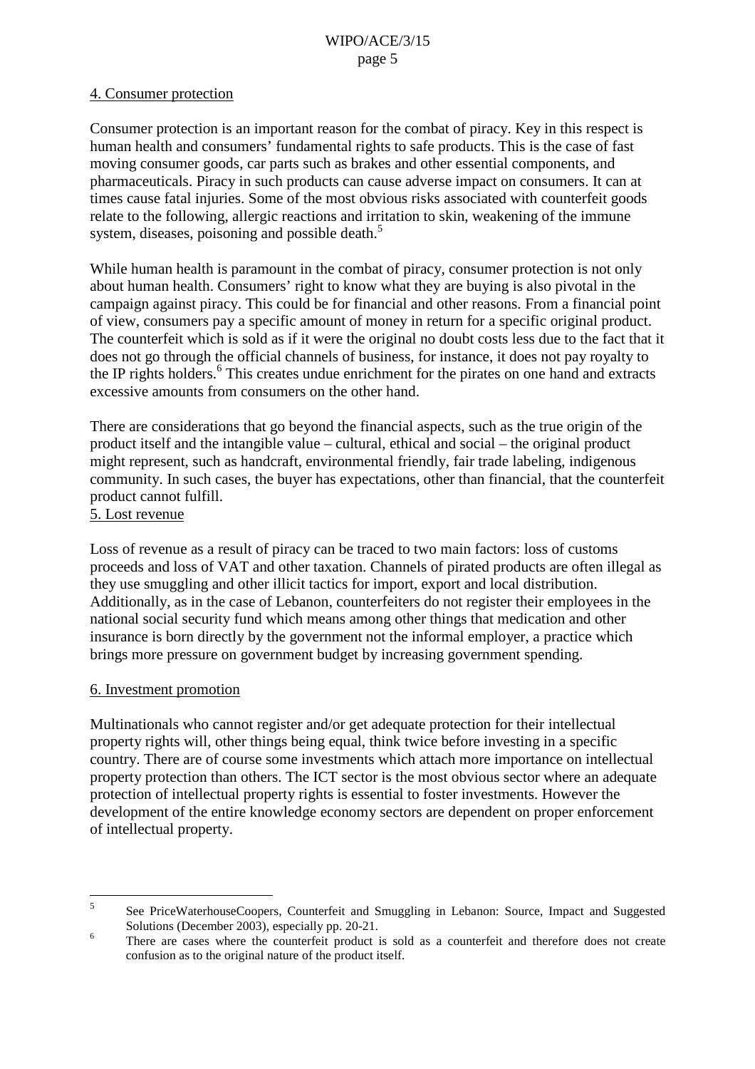4. Consumer protection

Consumer protection is an important reason for the combat of piracy. Key in this respect is human health and consumers' fundamental rights to safe products. This is the case of fast moving consumer goods, car parts such as brakes and other essential components, and pharmaceuticals. Piracy in such products can cause adverse impact on consumers. It can at times cause fatal injuries. Some of the most obvious risks associated with counterfeit goods relate to the following, allergic reactions and irritation to skin, weakening of the immune system, diseases, poisoning and possible death.[5]

While human health is paramount in the combat of piracy, consumer protection is not only about human health. Consumers' right to know what they are buying is also pivotal in the campaign against piracy. This could be for financial and other reasons. From a financial point of view, consumers pay a specific amount of money in return for a specific original product. The counterfeit which is sold as if it were the original no doubt costs less due to the fact that it does not go through the official channels of business, for instance, it does not pay royalty to the IP rights holders.[6] This creates undue enrichment for the pirates on one hand and extracts excessive amounts from consumers on the other hand.

There are considerations that go beyond the financial aspects, such as the true origin of the product itself and the intangible value – cultural, ethical and social – the original product might represent, such as handcraft, environmental friendly, fair trade labeling, indigenous community. In such cases, the buyer has expectations, other than financial, that the counterfeit product cannot fulfill.

5. Lost revenue

Loss of revenue as a result of piracy can be traced to two main factors: loss of customs proceeds and loss of VAT and other taxation. Channels of pirated products are often illegal as they use smuggling and other illicit tactics for import, export and local distribution. Additionally, as in the case of Lebanon, counterfeiters do not register their employees in the national social security fund which means among other things that medication and other insurance is born directly by the government not the informal employer, a practice which brings more pressure on government budget by increasing government spending.

6. Investment promotion

Multinationals who cannot register and/or get adequate protection for their intellectual property rights will, other things being equal, think twice before investing in a specific country. There are of course some investments which attach more importance on intellectual property protection than others. The ICT sector is the most obvious sector where an adequate protection of intellectual property rights is essential to foster investments. However the development of the entire knowledge economy sectors are dependent on proper enforcement of intellectual property.

---

[5] See PriceWaterhouseCoopers, Counterfeit and Smuggling in Lebanon: Source, Impact and Suggested Solutions (December 2003), especially pp. 20-21.

[6] There are cases where the counterfeit product is sold as a counterfeit and therefore does not create confusion as to the original nature of the product itself.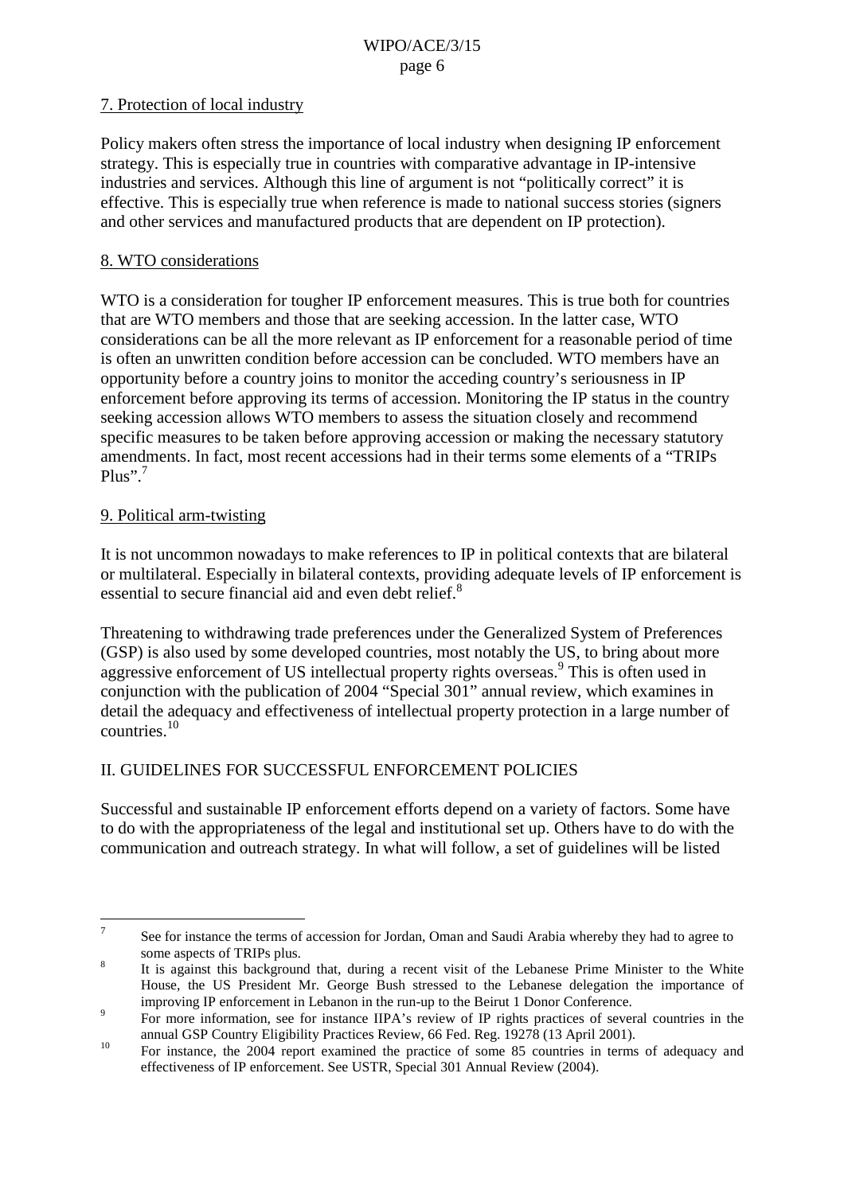7. Protection of local industry

Policy makers often stress the importance of local industry when designing IP enforcement strategy. This is especially true in countries with comparative advantage in IP-intensive industries and services. Although this line of argument is not "politically correct" it is effective. This is especially true when reference is made to national success stories (signers and other services and manufactured products that are dependent on IP protection).

8. WTO considerations

WTO is a consideration for tougher IP enforcement measures. This is true both for countries that are WTO members and those that are seeking accession. In the latter case, WTO considerations can be all the more relevant as IP enforcement for a reasonable period of time is often an unwritten condition before accession can be concluded. WTO members have an opportunity before a country joins to monitor the acceding country's seriousness in IP enforcement before approving its terms of accession. Monitoring the IP status in the country seeking accession allows WTO members to assess the situation closely and recommend specific measures to be taken before approving accession or making the necessary statutory amendments. In fact, most recent accessions had in their terms some elements of a "TRIPs Plus".[7]

9. Political arm-twisting

It is not uncommon nowadays to make references to IP in political contexts that are bilateral or multilateral. Especially in bilateral contexts, providing adequate levels of IP enforcement is essential to secure financial aid and even debt relief.[8]

Threatening to withdrawing trade preferences under the Generalized System of Preferences (GSP) is also used by some developed countries, most notably the US, to bring about more aggressive enforcement of US intellectual property rights overseas.[9] This is often used in conjunction with the publication of 2004 "Special 301" annual review, which examines in detail the adequacy and effectiveness of intellectual property protection in a large number of countries.[10]

## II. GUIDELINES FOR SUCCESSFUL ENFORCEMENT POLICIES

Successful and sustainable IP enforcement efforts depend on a variety of factors. Some have to do with the appropriateness of the legal and institutional set up. Others have to do with the communication and outreach strategy. In what will follow, a set of guidelines will be listed

---

[7] See for instance the terms of accession for Jordan, Oman and Saudi Arabia whereby they had to agree to some aspects of TRIPs plus.

[8] It is against this background that, during a recent visit of the Lebanese Prime Minister to the White House, the US President Mr. George Bush stressed to the Lebanese delegation the importance of improving IP enforcement in Lebanon in the run-up to the Beirut 1 Donor Conference.

[9] For more information, see for instance IIPA's review of IP rights practices of several countries in the annual GSP Country Eligibility Practices Review, 66 Fed. Reg. 19278 (13 April 2001).

[10] For instance, the 2004 report examined the practice of some 85 countries in terms of adequacy and effectiveness of IP enforcement. See USTR, Special 301 Annual Review (2004).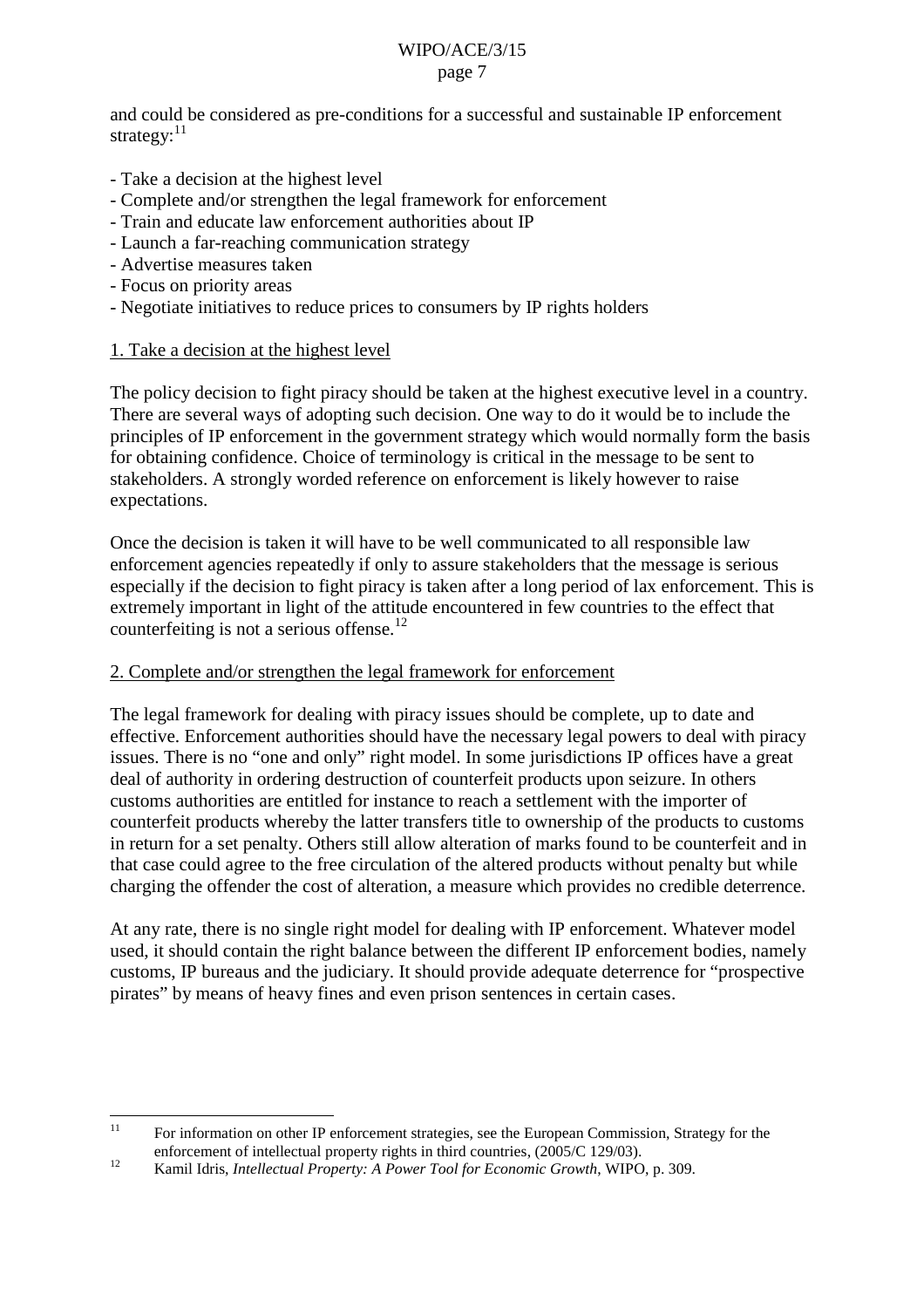and could be considered as pre-conditions for a successful and sustainable IP enforcement strategy:[11]

- Take a decision at the highest level
- Complete and/or strengthen the legal framework for enforcement
- Train and educate law enforcement authorities about IP
- Launch a far-reaching communication strategy
- Advertise measures taken
- Focus on priority areas
- Negotiate initiatives to reduce prices to consumers by IP rights holders

1. Take a decision at the highest level

The policy decision to fight piracy should be taken at the highest executive level in a country. There are several ways of adopting such decision. One way to do it would be to include the principles of IP enforcement in the government strategy which would normally form the basis for obtaining confidence. Choice of terminology is critical in the message to be sent to stakeholders. A strongly worded reference on enforcement is likely however to raise expectations.

Once the decision is taken it will have to be well communicated to all responsible law enforcement agencies repeatedly if only to assure stakeholders that the message is serious especially if the decision to fight piracy is taken after a long period of lax enforcement. This is extremely important in light of the attitude encountered in few countries to the effect that counterfeiting is not a serious offense.[12]

2. Complete and/or strengthen the legal framework for enforcement

The legal framework for dealing with piracy issues should be complete, up to date and effective. Enforcement authorities should have the necessary legal powers to deal with piracy issues. There is no "one and only" right model. In some jurisdictions IP offices have a great deal of authority in ordering destruction of counterfeit products upon seizure. In others customs authorities are entitled for instance to reach a settlement with the importer of counterfeit products whereby the latter transfers title to ownership of the products to customs in return for a set penalty. Others still allow alteration of marks found to be counterfeit and in that case could agree to the free circulation of the altered products without penalty but while charging the offender the cost of alteration, a measure which provides no credible deterrence.

At any rate, there is no single right model for dealing with IP enforcement. Whatever model used, it should contain the right balance between the different IP enforcement bodies, namely customs, IP bureaus and the judiciary. It should provide adequate deterrence for "prospective pirates" by means of heavy fines and even prison sentences in certain cases.

---

[11] For information on other IP enforcement strategies, see the European Commission, Strategy for the enforcement of intellectual property rights in third countries, (2005/C 129/03).

[12] Kamil Idris, *Intellectual Property: A Power Tool for Economic Growth*, WIPO, p. 309.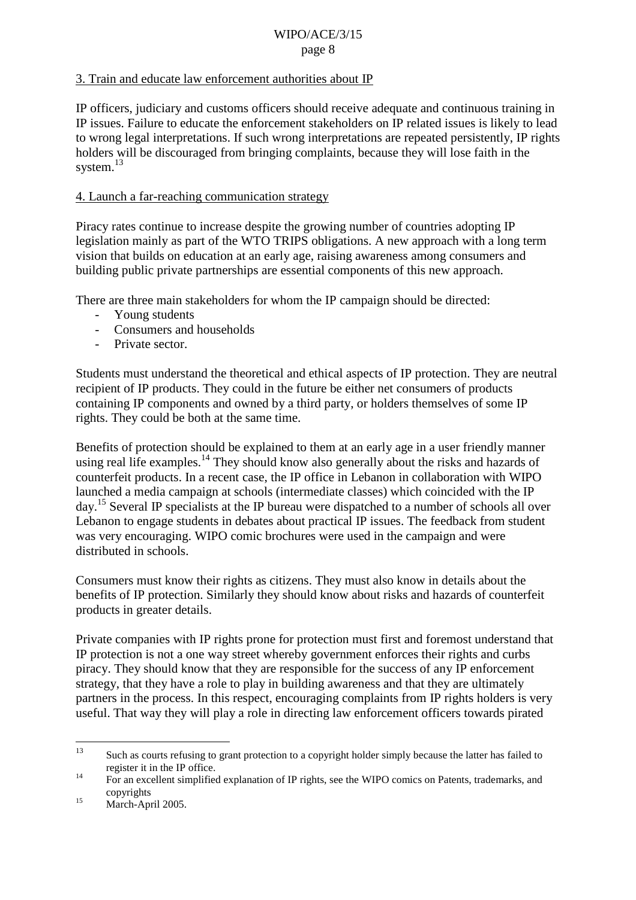<u>3. Train and educate law enforcement authorities about IP</u>

IP officers, judiciary and customs officers should receive adequate and continuous training in IP issues. Failure to educate the enforcement stakeholders on IP related issues is likely to lead to wrong legal interpretations. If such wrong interpretations are repeated persistently, IP rights holders will be discouraged from bringing complaints, because they will lose faith in the system.[13]

<u>4. Launch a far-reaching communication strategy</u>

Piracy rates continue to increase despite the growing number of countries adopting IP legislation mainly as part of the WTO TRIPS obligations. A new approach with a long term vision that builds on education at an early age, raising awareness among consumers and building public private partnerships are essential components of this new approach.

There are three main stakeholders for whom the IP campaign should be directed:

- Young students
- Consumers and households
- Private sector.

Students must understand the theoretical and ethical aspects of IP protection. They are neutral recipient of IP products. They could in the future be either net consumers of products containing IP components and owned by a third party, or holders themselves of some IP rights. They could be both at the same time.

Benefits of protection should be explained to them at an early age in a user friendly manner using real life examples.[14] They should know also generally about the risks and hazards of counterfeit products. In a recent case, the IP office in Lebanon in collaboration with WIPO launched a media campaign at schools (intermediate classes) which coincided with the IP day.[15] Several IP specialists at the IP bureau were dispatched to a number of schools all over Lebanon to engage students in debates about practical IP issues. The feedback from student was very encouraging. WIPO comic brochures were used in the campaign and were distributed in schools.

Consumers must know their rights as citizens. They must also know in details about the benefits of IP protection. Similarly they should know about risks and hazards of counterfeit products in greater details.

Private companies with IP rights prone for protection must first and foremost understand that IP protection is not a one way street whereby government enforces their rights and curbs piracy. They should know that they are responsible for the success of any IP enforcement strategy, that they have a role to play in building awareness and that they are ultimately partners in the process. In this respect, encouraging complaints from IP rights holders is very useful. That way they will play a role in directing law enforcement officers towards pirated

---

[13] Such as courts refusing to grant protection to a copyright holder simply because the latter has failed to register it in the IP office.

[14] For an excellent simplified explanation of IP rights, see the WIPO comics on Patents, trademarks, and copyrights

[15] March-April 2005.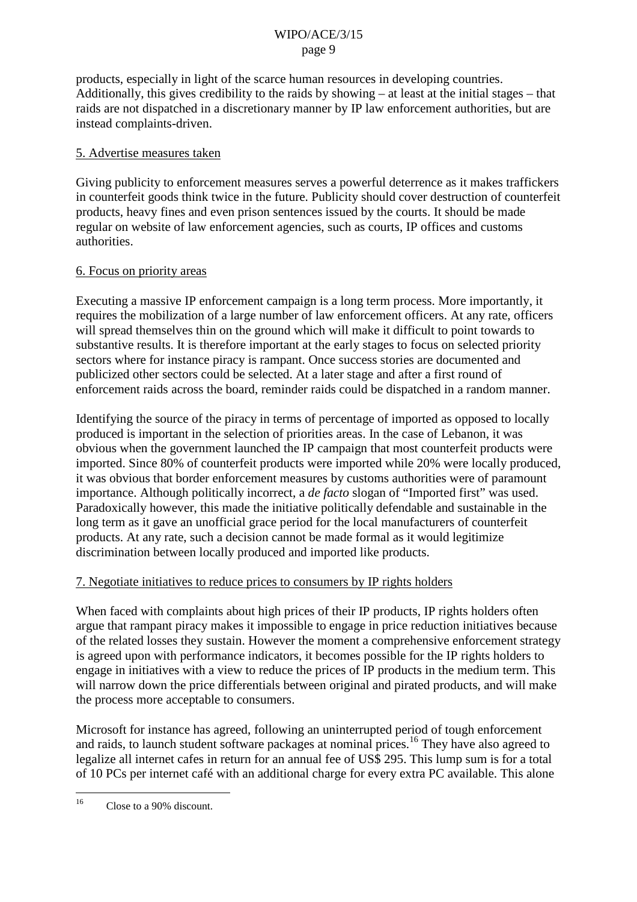products, especially in light of the scarce human resources in developing countries. Additionally, this gives credibility to the raids by showing – at least at the initial stages – that raids are not dispatched in a discretionary manner by IP law enforcement authorities, but are instead complaints-driven.

5. Advertise measures taken

Giving publicity to enforcement measures serves a powerful deterrence as it makes traffickers in counterfeit goods think twice in the future. Publicity should cover destruction of counterfeit products, heavy fines and even prison sentences issued by the courts. It should be made regular on website of law enforcement agencies, such as courts, IP offices and customs authorities.

6. Focus on priority areas

Executing a massive IP enforcement campaign is a long term process. More importantly, it requires the mobilization of a large number of law enforcement officers. At any rate, officers will spread themselves thin on the ground which will make it difficult to point towards to substantive results. It is therefore important at the early stages to focus on selected priority sectors where for instance piracy is rampant. Once success stories are documented and publicized other sectors could be selected. At a later stage and after a first round of enforcement raids across the board, reminder raids could be dispatched in a random manner.

Identifying the source of the piracy in terms of percentage of imported as opposed to locally produced is important in the selection of priorities areas. In the case of Lebanon, it was obvious when the government launched the IP campaign that most counterfeit products were imported. Since 80% of counterfeit products were imported while 20% were locally produced, it was obvious that border enforcement measures by customs authorities were of paramount importance. Although politically incorrect, a *de facto* slogan of "Imported first" was used. Paradoxically however, this made the initiative politically defendable and sustainable in the long term as it gave an unofficial grace period for the local manufacturers of counterfeit products. At any rate, such a decision cannot be made formal as it would legitimize discrimination between locally produced and imported like products.

7. Negotiate initiatives to reduce prices to consumers by IP rights holders

When faced with complaints about high prices of their IP products, IP rights holders often argue that rampant piracy makes it impossible to engage in price reduction initiatives because of the related losses they sustain. However the moment a comprehensive enforcement strategy is agreed upon with performance indicators, it becomes possible for the IP rights holders to engage in initiatives with a view to reduce the prices of IP products in the medium term. This will narrow down the price differentials between original and pirated products, and will make the process more acceptable to consumers.

Microsoft for instance has agreed, following an uninterrupted period of tough enforcement and raids, to launch student software packages at nominal prices.[16] They have also agreed to legalize all internet cafes in return for an annual fee of US$ 295. This lump sum is for a total of 10 PCs per internet café with an additional charge for every extra PC available. This alone

---

[16] Close to a 90% discount.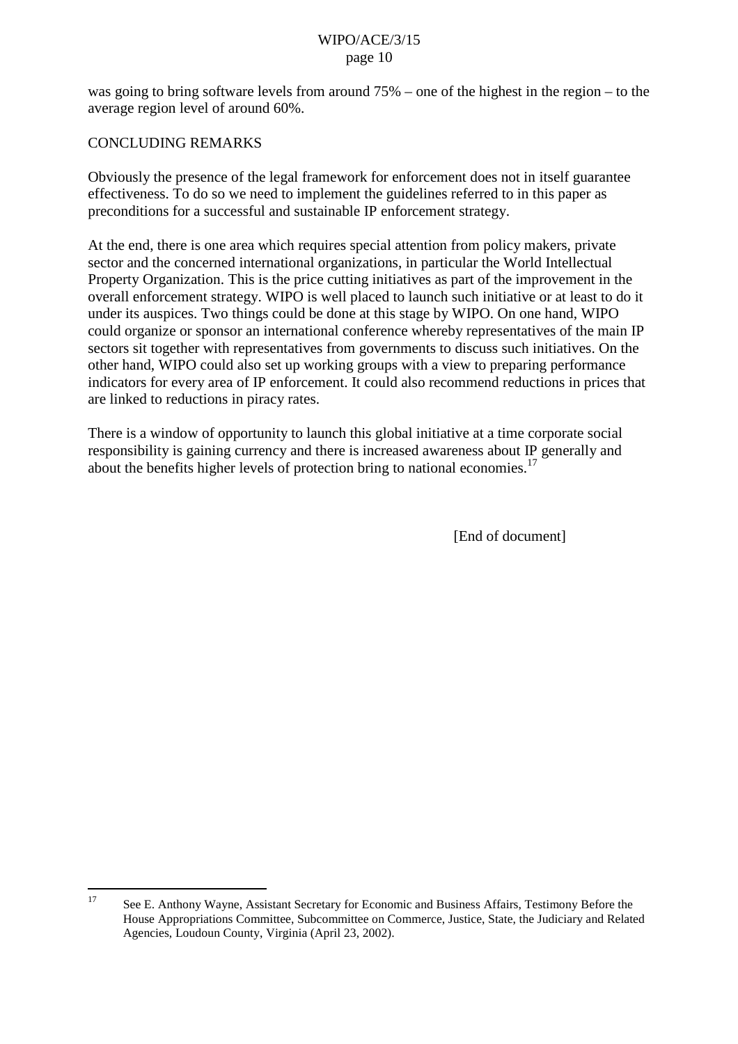was going to bring software levels from around 75% – one of the highest in the region – to the average region level of around 60%.

## CONCLUDING REMARKS

Obviously the presence of the legal framework for enforcement does not in itself guarantee effectiveness. To do so we need to implement the guidelines referred to in this paper as preconditions for a successful and sustainable IP enforcement strategy.

At the end, there is one area which requires special attention from policy makers, private sector and the concerned international organizations, in particular the World Intellectual Property Organization. This is the price cutting initiatives as part of the improvement in the overall enforcement strategy. WIPO is well placed to launch such initiative or at least to do it under its auspices. Two things could be done at this stage by WIPO. On one hand, WIPO could organize or sponsor an international conference whereby representatives of the main IP sectors sit together with representatives from governments to discuss such initiatives. On the other hand, WIPO could also set up working groups with a view to preparing performance indicators for every area of IP enforcement. It could also recommend reductions in prices that are linked to reductions in piracy rates.

There is a window of opportunity to launch this global initiative at a time corporate social responsibility is gaining currency and there is increased awareness about IP generally and about the benefits higher levels of protection bring to national economies.[17]

[End of document]

---

[17] See E. Anthony Wayne, Assistant Secretary for Economic and Business Affairs, Testimony Before the House Appropriations Committee, Subcommittee on Commerce, Justice, State, the Judiciary and Related Agencies, Loudoun County, Virginia (April 23, 2002).